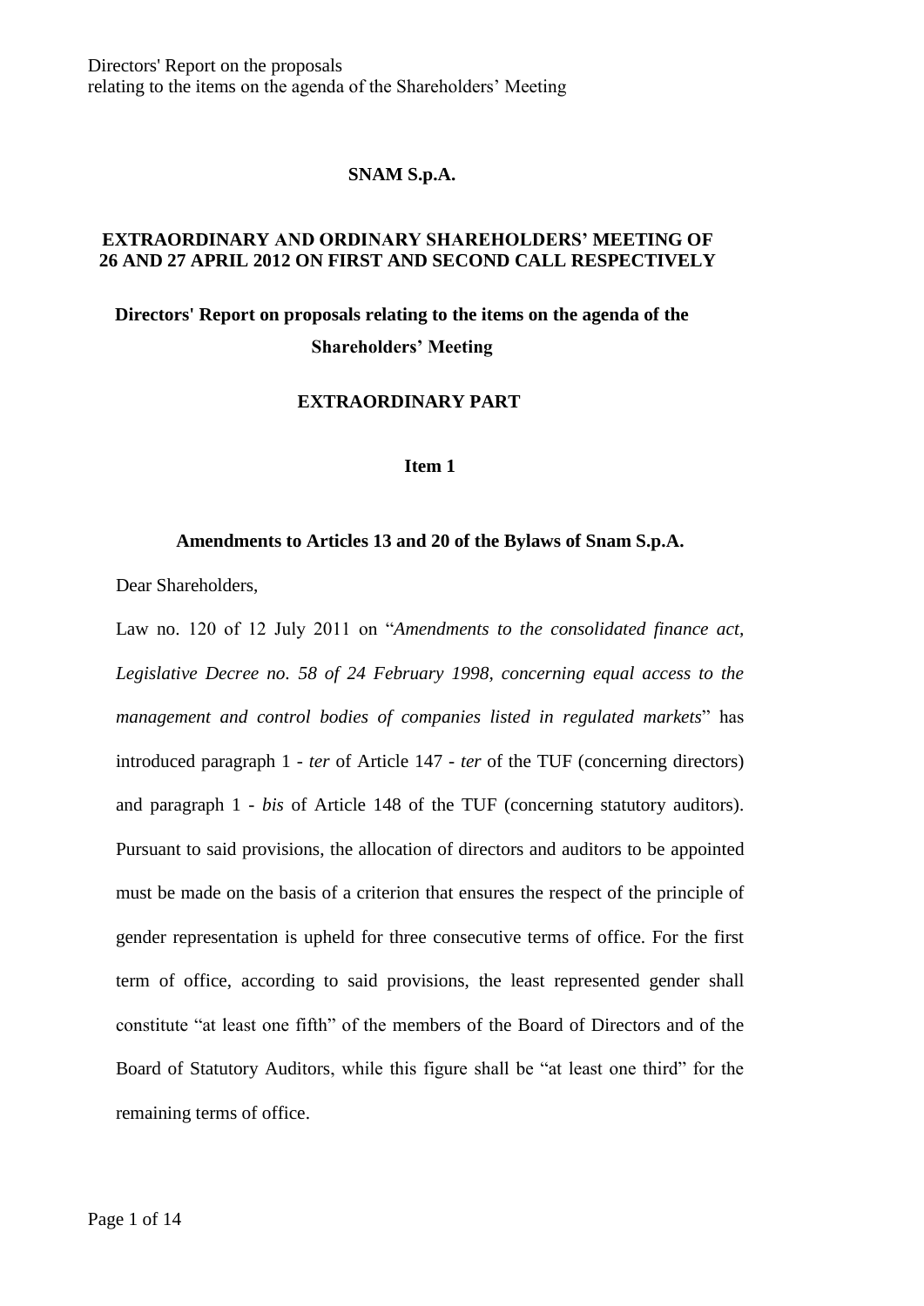# SNAM S.p.A.

## EXTRAORDINARY AND ORDINARY SHAREHOLDERS' MEETING OF 26 AND 27 APRIL 2012 ON FIRST AND SECOND CALL RESPECTIVELY

## Directors' Report on proposals relating to the items on the agenda of the Shareholders' Meeting

### EXTRAORDINARY PART

### Item 1

### Amendments to Articles 13 and 20 of the Bylaws of Snam S.p.A.

Dear Shareholders,

Law no. 120 of 12 July 2011 on "*Amendments to the consolidated finance act, Legislative Decree no. 58 of 24 February 1998, concerning equal access to the management and control bodies of companies listed in regulated markets*" has introduced paragraph 1 - *ter* of Article 147 - *ter* of the TUF (concerning directors) and paragraph 1 - *bis* of Article 148 of the TUF (concerning statutory auditors). Pursuant to said provisions, the allocation of directors and auditors to be appointed must be made on the basis of a criterion that ensures the respect of the principle of gender representation is upheld for three consecutive terms of office. For the first term of office, according to said provisions, the least represented gender shall constitute "at least one fifth" of the members of the Board of Directors and of the Board of Statutory Auditors, while this figure shall be "at least one third" for the remaining terms of office.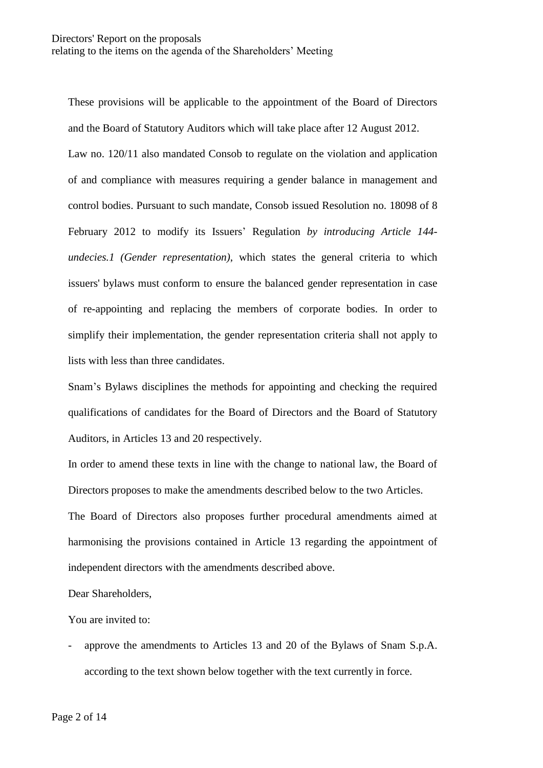These provisions will be applicable to the appointment of the Board of Directors and the Board of Statutory Auditors which will take place after 12 August 2012.

Law no. 120/11 also mandated Consob to regulate on the violation and application of and compliance with measures requiring a gender balance in management and control bodies. Pursuant to such mandate, Consob issued Resolution no. 18098 of 8 February 2012 to modify its Issuers' Regulation *by introducing Article 144-undecies.1 (Gender representation)*, which states the general criteria to which issuers' bylaws must conform to ensure the balanced gender representation in case of re-appointing and replacing the members of corporate bodies. In order to simplify their implementation, the gender representation criteria shall not apply to lists with less than three candidates.

Snam's Bylaws disciplines the methods for appointing and checking the required qualifications of candidates for the Board of Directors and the Board of Statutory Auditors, in Articles 13 and 20 respectively.

In order to amend these texts in line with the change to national law, the Board of Directors proposes to make the amendments described below to the two Articles.

The Board of Directors also proposes further procedural amendments aimed at harmonising the provisions contained in Article 13 regarding the appointment of independent directors with the amendments described above.

Dear Shareholders,

You are invited to:

- approve the amendments to Articles 13 and 20 of the Bylaws of Snam S.p.A. according to the text shown below together with the text currently in force.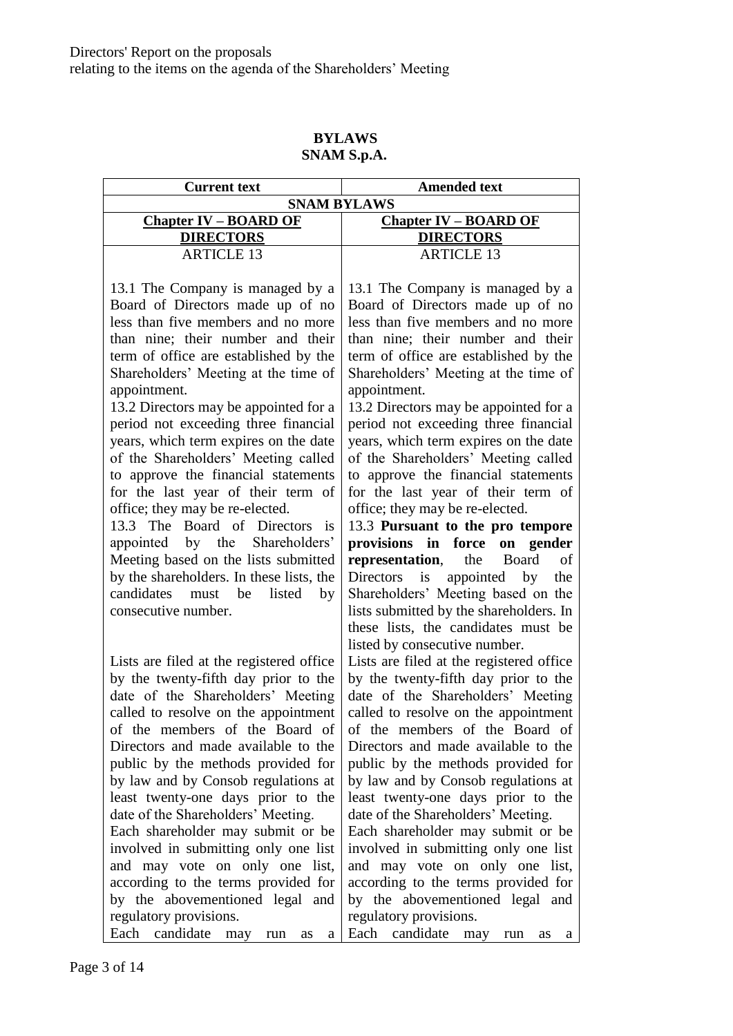Directors' Report on the proposals
relating to the items on the agenda of the Shareholders' Meeting

**BYLAWS**
**SNAM S.p.A.**

| Current text | Amended text |
|---|---|
| **SNAM BYLAWS** | |
| **Chapter IV – BOARD OF DIRECTORS** | **Chapter IV – BOARD OF DIRECTORS** |
| ARTICLE 13 | ARTICLE 13 |
| 13.1 The Company is managed by a Board of Directors made up of no less than five members and no more than nine; their number and their term of office are established by the Shareholders' Meeting at the time of appointment.<br>13.2 Directors may be appointed for a period not exceeding three financial years, which term expires on the date of the Shareholders' Meeting called to approve the financial statements for the last year of their term of office; they may be re-elected.<br>13.3 The Board of Directors is appointed by the Shareholders' Meeting based on the lists submitted by the shareholders. In these lists, the candidates must be listed by consecutive number. | 13.1 The Company is managed by a Board of Directors made up of no less than five members and no more than nine; their number and their term of office are established by the Shareholders' Meeting at the time of appointment.<br>13.2 Directors may be appointed for a period not exceeding three financial years, which term expires on the date of the Shareholders' Meeting called to approve the financial statements for the last year of their term of office; they may be re-elected.<br>13.3 **Pursuant to the pro tempore provisions in force on gender representation**, the Board of Directors is appointed by the Shareholders' Meeting based on the lists submitted by the shareholders. In these lists, the candidates must be listed by consecutive number. |
| Lists are filed at the registered office by the twenty-fifth day prior to the date of the Shareholders' Meeting called to resolve on the appointment of the members of the Board of Directors and made available to the public by the methods provided for by law and by Consob regulations at least twenty-one days prior to the date of the Shareholders' Meeting.<br>Each shareholder may submit or be involved in submitting only one list and may vote on only one list, according to the terms provided for by the abovementioned legal and regulatory provisions.<br>Each candidate may run as a | Lists are filed at the registered office by the twenty-fifth day prior to the date of the Shareholders' Meeting called to resolve on the appointment of the members of the Board of Directors and made available to the public by the methods provided for by law and by Consob regulations at least twenty-one days prior to the date of the Shareholders' Meeting.<br>Each shareholder may submit or be involved in submitting only one list and may vote on only one list, according to the terms provided for by the abovementioned legal and regulatory provisions.<br>Each candidate may run as a |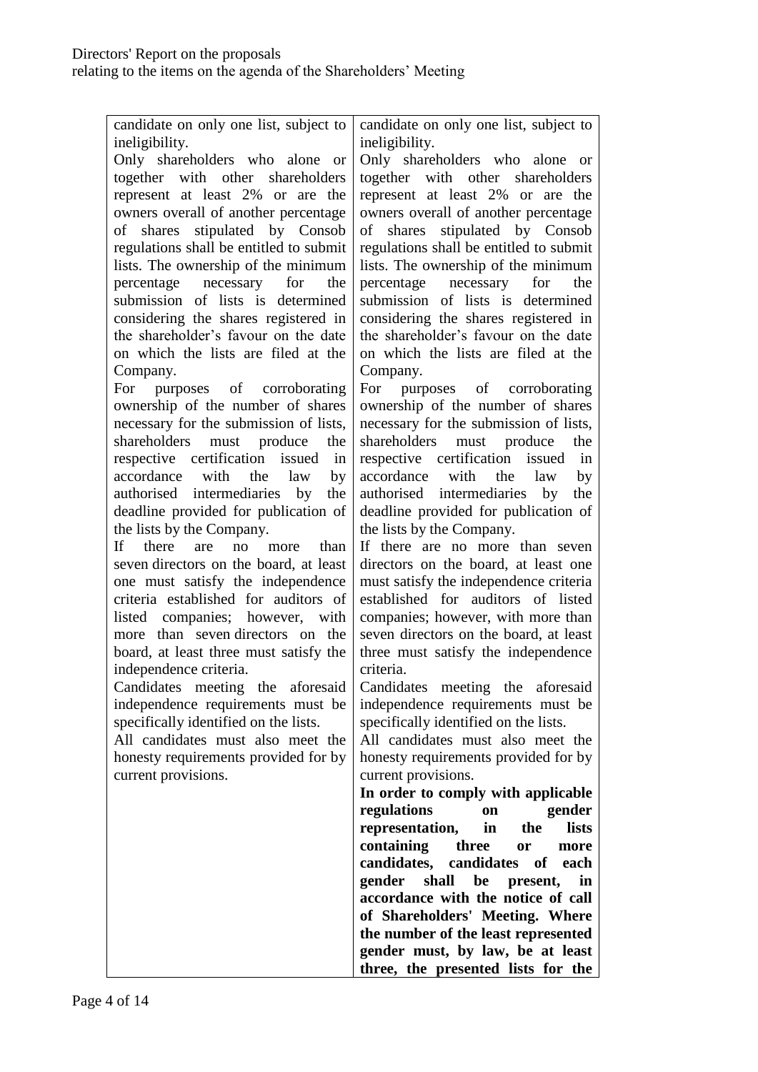| | |
|---|---|
| candidate on only one list, subject to ineligibility.<br>Only shareholders who alone or together with other shareholders represent at least 2% or are the owners overall of another percentage of shares stipulated by Consob regulations shall be entitled to submit lists. The ownership of the minimum percentage necessary for the submission of lists is determined considering the shares registered in the shareholder's favour on the date on which the lists are filed at the Company.<br>For purposes of corroborating ownership of the number of shares necessary for the submission of lists, shareholders must produce the respective certification issued in accordance with the law by authorised intermediaries by the deadline provided for publication of the lists by the Company.<br>If there are no more than seven directors on the board, at least one must satisfy the independence criteria established for auditors of listed companies; however, with more than seven directors on the board, at least three must satisfy the independence criteria.<br>Candidates meeting the aforesaid independence requirements must be specifically identified on the lists.<br>All candidates must also meet the honesty requirements provided for by current provisions. | candidate on only one list, subject to ineligibility.<br>Only shareholders who alone or together with other shareholders represent at least 2% or are the owners overall of another percentage of shares stipulated by Consob regulations shall be entitled to submit lists. The ownership of the minimum percentage necessary for the submission of lists is determined considering the shares registered in the shareholder's favour on the date on which the lists are filed at the Company.<br>For purposes of corroborating ownership of the number of shares necessary for the submission of lists, shareholders must produce the respective certification issued in accordance with the law by authorised intermediaries by the deadline provided for publication of the lists by the Company.<br>If there are no more than seven directors on the board, at least one must satisfy the independence criteria established for auditors of listed companies; however, with more than seven directors on the board, at least three must satisfy the independence criteria.<br>Candidates meeting the aforesaid independence requirements must be specifically identified on the lists.<br>All candidates must also meet the honesty requirements provided for by current provisions.<br>**In order to comply with applicable regulations on gender representation, in the lists containing three or more candidates, candidates of each gender shall be present, in accordance with the notice of call of Shareholders' Meeting. Where the number of the least represented gender must, by law, be at least three, the presented lists for the** |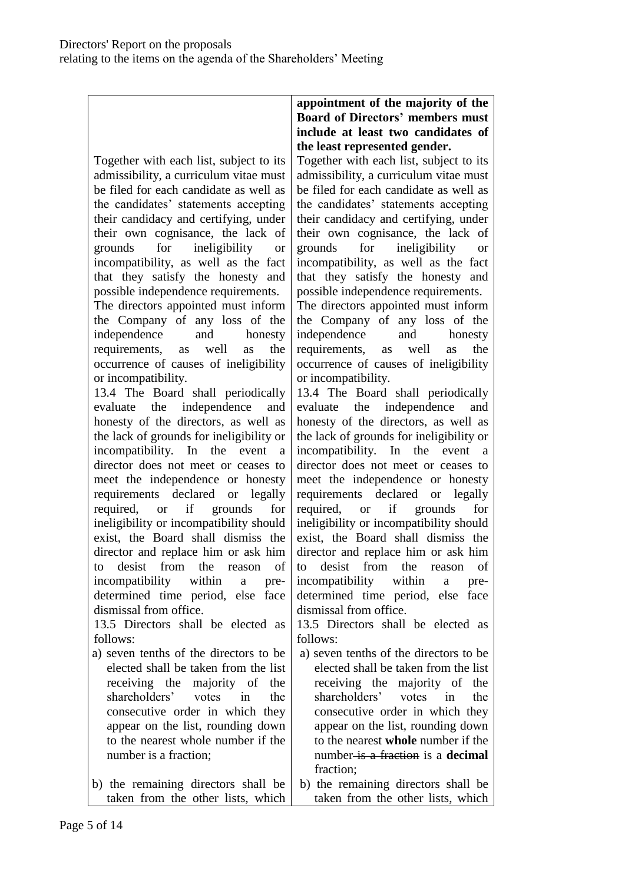| | |
|---|---|
| | **appointment of the majority of the Board of Directors' members must include at least two candidates of the least represented gender.** |
| Together with each list, subject to its admissibility, a curriculum vitae must be filed for each candidate as well as the candidates' statements accepting their candidacy and certifying, under their own cognisance, the lack of grounds for ineligibility or incompatibility, as well as the fact that they satisfy the honesty and possible independence requirements. | Together with each list, subject to its admissibility, a curriculum vitae must be filed for each candidate as well as the candidates' statements accepting their candidacy and certifying, under their own cognisance, the lack of grounds for ineligibility or incompatibility, as well as the fact that they satisfy the honesty and possible independence requirements. |
| The directors appointed must inform the Company of any loss of the independence and honesty requirements, as well as the occurrence of causes of ineligibility or incompatibility. | The directors appointed must inform the Company of any loss of the independence and honesty requirements, as well as the occurrence of causes of ineligibility or incompatibility. |
| 13.4 The Board shall periodically evaluate the independence and honesty of the directors, as well as the lack of grounds for ineligibility or incompatibility. In the event a director does not meet or ceases to meet the independence or honesty requirements declared or legally required, or if grounds for ineligibility or incompatibility should exist, the Board shall dismiss the director and replace him or ask him to desist from the reason of incompatibility within a pre-determined time period, else face dismissal from office. | 13.4 The Board shall periodically evaluate the independence and honesty of the directors, as well as the lack of grounds for ineligibility or incompatibility. In the event a director does not meet or ceases to meet the independence or honesty requirements declared or legally required, or if grounds for ineligibility or incompatibility should exist, the Board shall dismiss the director and replace him or ask him to desist from the reason of incompatibility within a pre-determined time period, else face dismissal from office. |
| 13.5 Directors shall be elected as follows: | 13.5 Directors shall be elected as follows: |
| a) seven tenths of the directors to be elected shall be taken from the list receiving the majority of the shareholders' votes in the consecutive order in which they appear on the list, rounding down to the nearest whole number if the number is a fraction; | a) seven tenths of the directors to be elected shall be taken from the list receiving the majority of the shareholders' votes in the consecutive order in which they appear on the list, rounding down to the nearest **whole** number if the number ~~is a fraction~~ is a **decimal** fraction; |
| b) the remaining directors shall be taken from the other lists, which | b) the remaining directors shall be taken from the other lists, which |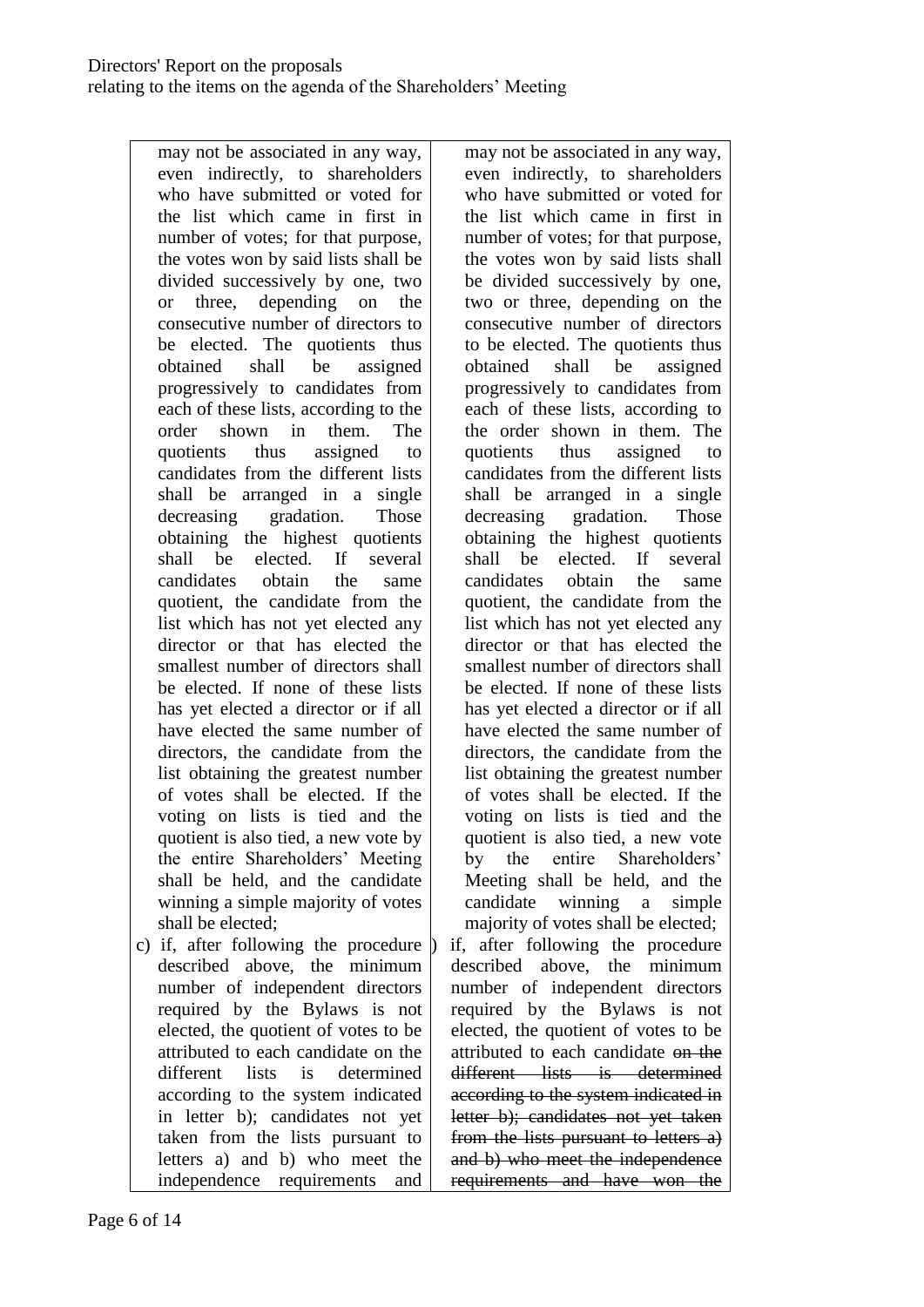| | |
|---|---|
| may not be associated in any way, even indirectly, to shareholders who have submitted or voted for the list which came in first in number of votes; for that purpose, the votes won by said lists shall be divided successively by one, two or three, depending on the consecutive number of directors to be elected. The quotients thus obtained shall be assigned progressively to candidates from each of these lists, according to the order shown in them. The quotients thus assigned to candidates from the different lists shall be arranged in a single decreasing gradation. Those obtaining the highest quotients shall be elected. If several candidates obtain the same quotient, the candidate from the list which has not yet elected any director or that has elected the smallest number of directors shall be elected. If none of these lists has yet elected a director or if all have elected the same number of directors, the candidate from the list obtaining the greatest number of votes shall be elected. If the voting on lists is tied and the quotient is also tied, a new vote by the entire Shareholders' Meeting shall be held, and the candidate winning a simple majority of votes shall be elected; | may not be associated in any way, even indirectly, to shareholders who have submitted or voted for the list which came in first in number of votes; for that purpose, the votes won by said lists shall be divided successively by one, two or three, depending on the consecutive number of directors to be elected. The quotients thus obtained shall be assigned progressively to candidates from each of these lists, according to the order shown in them. The quotients thus assigned to candidates from the different lists shall be arranged in a single decreasing gradation. Those obtaining the highest quotients shall be elected. If several candidates obtain the same quotient, the candidate from the list which has not yet elected any director or that has elected the smallest number of directors shall be elected. If none of these lists has yet elected a director or if all have elected the same number of directors, the candidate from the list obtaining the greatest number of votes shall be elected. If the voting on lists is tied and the quotient is also tied, a new vote by the entire Shareholders' Meeting shall be held, and the candidate winning a simple majority of votes shall be elected; |
| c) if, after following the procedure described above, the minimum number of independent directors required by the Bylaws is not elected, the quotient of votes to be attributed to each candidate on the different lists is determined according to the system indicated in letter b); candidates not yet taken from the lists pursuant to letters a) and b) who meet the independence requirements and | ) if, after following the procedure described above, the minimum number of independent directors required by the Bylaws is not elected, the quotient of votes to be attributed to each candidate ~~on the different lists is determined according to the system indicated in letter b); candidates not yet taken from the lists pursuant to letters a) and b) who meet the independence requirements and have won the~~ |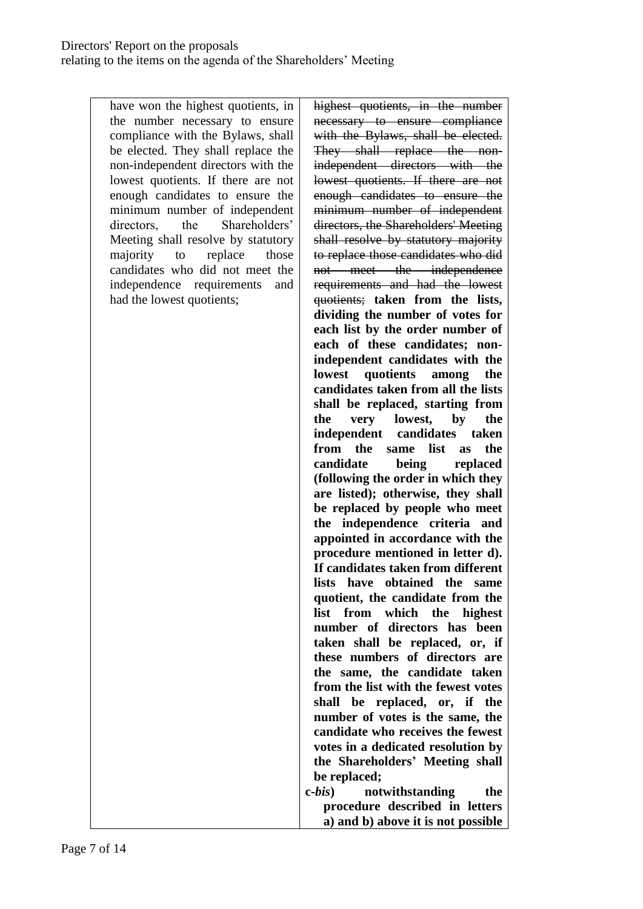| | |
|---|---|
| have won the highest quotients, in the number necessary to ensure compliance with the Bylaws, shall be elected. They shall replace the non-independent directors with the lowest quotients. If there are not enough candidates to ensure the minimum number of independent directors, the Shareholders' Meeting shall resolve by statutory majority to replace those candidates who did not meet the independence requirements and had the lowest quotients; | ~~highest quotients, in the number necessary to ensure compliance with the Bylaws, shall be elected. They shall replace the non-independent directors with the lowest quotients. If there are not enough candidates to ensure the minimum number of independent directors, the Shareholders' Meeting shall resolve by statutory majority to replace those candidates who did not meet the independence requirements and had the lowest quotients;~~ **taken from the lists, dividing the number of votes for each list by the order number of each of these candidates; non-independent candidates with the lowest quotients among the candidates taken from all the lists shall be replaced, starting from the very lowest, by the independent candidates taken from the same list as the candidate being replaced (following the order in which they are listed); otherwise, they shall be replaced by people who meet the independence criteria and appointed in accordance with the procedure mentioned in letter d). If candidates taken from different lists have obtained the same quotient, the candidate from the list from which the highest number of directors has been taken shall be replaced, or, if these numbers of directors are the same, the candidate taken from the list with the fewest votes shall be replaced, or, if the number of votes is the same, the candidate who receives the fewest votes in a dedicated resolution by the Shareholders' Meeting shall be replaced;** <br> **c-*bis*) notwithstanding the procedure described in letters a) and b) above it is not possible** |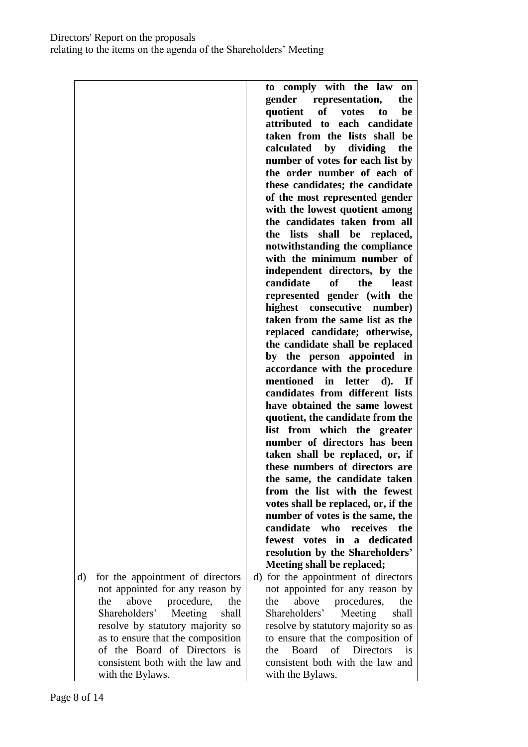| | |
|---|---|
| | **to comply with the law on gender representation, the quotient of votes to be attributed to each candidate taken from the lists shall be calculated by dividing the number of votes for each list by the order number of each of these candidates; the candidate of the most represented gender with the lowest quotient among the candidates taken from all the lists shall be replaced, notwithstanding the compliance with the minimum number of independent directors, by the candidate of the least represented gender (with the highest consecutive number) taken from the same list as the replaced candidate; otherwise, the candidate shall be replaced by the person appointed in accordance with the procedure mentioned in letter d). If candidates from different lists have obtained the same lowest quotient, the candidate from the list from which the greater number of directors has been taken shall be replaced, or, if these numbers of directors are the same, the candidate taken from the list with the fewest votes shall be replaced, or, if the number of votes is the same, the candidate who receives the fewest votes in a dedicated resolution by the Shareholders' Meeting shall be replaced;** |
| d) for the appointment of directors not appointed for any reason by the above procedure, the Shareholders' Meeting shall resolve by statutory majority so as to ensure that the composition of the Board of Directors is consistent both with the law and with the Bylaws. | d) for the appointment of directors not appointed for any reason by the above procedure**s**, the Shareholders' Meeting shall resolve by statutory majority so as to ensure that the composition of the Board of Directors is consistent both with the law and with the Bylaws. |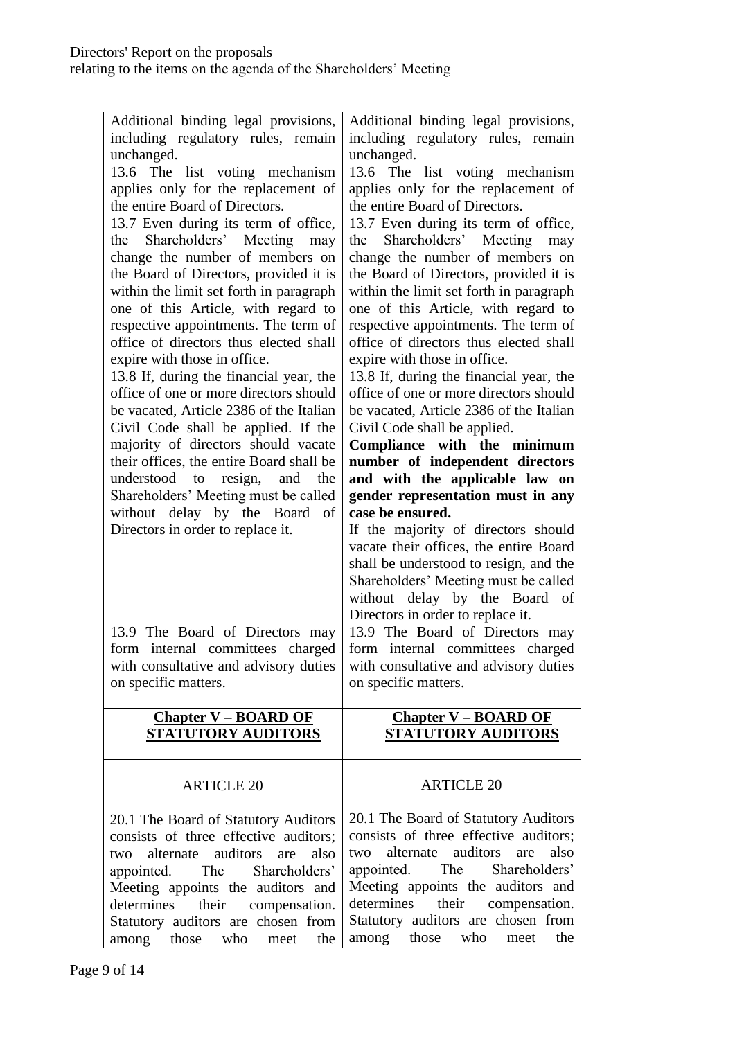| | |
|---|---|
| Additional binding legal provisions, including regulatory rules, remain unchanged.<br>13.6 The list voting mechanism applies only for the replacement of the entire Board of Directors.<br>13.7 Even during its term of office, the Shareholders' Meeting may change the number of members on the Board of Directors, provided it is within the limit set forth in paragraph one of this Article, with regard to respective appointments. The term of office of directors thus elected shall expire with those in office.<br>13.8 If, during the financial year, the office of one or more directors should be vacated, Article 2386 of the Italian Civil Code shall be applied. If the majority of directors should vacate their offices, the entire Board shall be understood to resign, and the Shareholders' Meeting must be called without delay by the Board of Directors in order to replace it.<br>13.9 The Board of Directors may form internal committees charged with consultative and advisory duties on specific matters. | Additional binding legal provisions, including regulatory rules, remain unchanged.<br>13.6 The list voting mechanism applies only for the replacement of the entire Board of Directors.<br>13.7 Even during its term of office, the Shareholders' Meeting may change the number of members on the Board of Directors, provided it is within the limit set forth in paragraph one of this Article, with regard to respective appointments. The term of office of directors thus elected shall expire with those in office.<br>13.8 If, during the financial year, the office of one or more directors should be vacated, Article 2386 of the Italian Civil Code shall be applied.<br>**Compliance with the minimum number of independent directors and with the applicable law on gender representation must in any case be ensured.**<br>If the majority of directors should vacate their offices, the entire Board shall be understood to resign, and the Shareholders' Meeting must be called without delay by the Board of Directors in order to replace it.<br>13.9 The Board of Directors may form internal committees charged with consultative and advisory duties on specific matters. |
| **Chapter V – BOARD OF STATUTORY AUDITORS** | **Chapter V – BOARD OF STATUTORY AUDITORS** |
| ARTICLE 20<br><br>20.1 The Board of Statutory Auditors consists of three effective auditors; two alternate auditors are also appointed. The Shareholders' Meeting appoints the auditors and determines their compensation. Statutory auditors are chosen from among those who meet the | ARTICLE 20<br><br>20.1 The Board of Statutory Auditors consists of three effective auditors; two alternate auditors are also appointed. The Shareholders' Meeting appoints the auditors and determines their compensation. Statutory auditors are chosen from among those who meet the |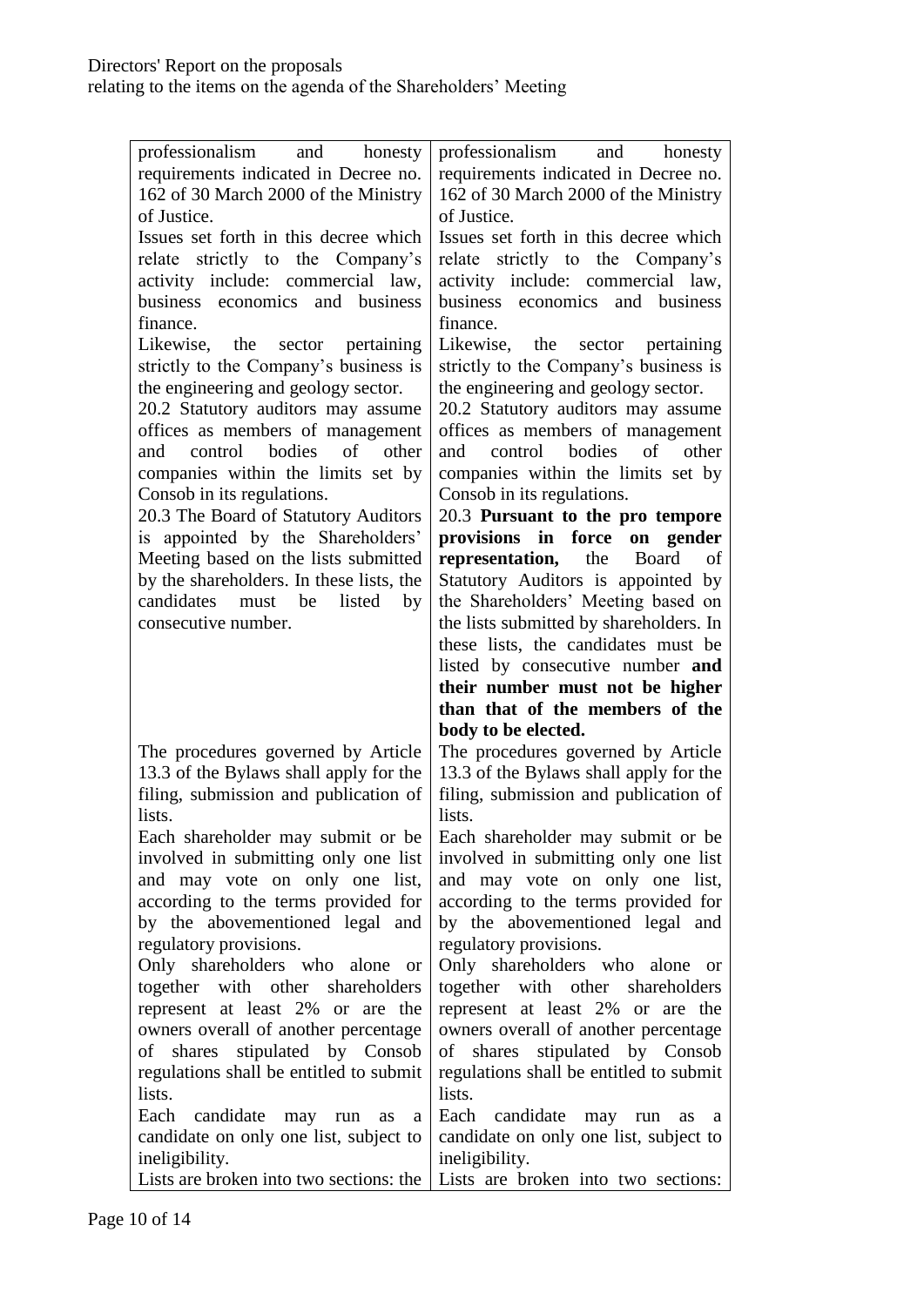| | |
|---|---|
| professionalism and honesty requirements indicated in Decree no. 162 of 30 March 2000 of the Ministry of Justice.<br>Issues set forth in this decree which relate strictly to the Company's activity include: commercial law, business economics and business finance.<br>Likewise, the sector pertaining strictly to the Company's business is the engineering and geology sector.<br>20.2 Statutory auditors may assume offices as members of management and control bodies of other companies within the limits set by Consob in its regulations.<br>20.3 The Board of Statutory Auditors is appointed by the Shareholders' Meeting based on the lists submitted by the shareholders. In these lists, the candidates must be listed by consecutive number. | professionalism and honesty requirements indicated in Decree no. 162 of 30 March 2000 of the Ministry of Justice.<br>Issues set forth in this decree which relate strictly to the Company's activity include: commercial law, business economics and business finance.<br>Likewise, the sector pertaining strictly to the Company's business is the engineering and geology sector.<br>20.2 Statutory auditors may assume offices as members of management and control bodies of other companies within the limits set by Consob in its regulations.<br>20.3 **Pursuant to the pro tempore provisions in force on gender representation,** the Board of Statutory Auditors is appointed by the Shareholders' Meeting based on the lists submitted by shareholders. In these lists, the candidates must be listed by consecutive number **and their number must not be higher than that of the members of the body to be elected.** |
| The procedures governed by Article 13.3 of the Bylaws shall apply for the filing, submission and publication of lists.<br>Each shareholder may submit or be involved in submitting only one list and may vote on only one list, according to the terms provided for by the abovementioned legal and regulatory provisions.<br>Only shareholders who alone or together with other shareholders represent at least 2% or are the owners overall of another percentage of shares stipulated by Consob regulations shall be entitled to submit lists.<br>Each candidate may run as a candidate on only one list, subject to ineligibility.<br>Lists are broken into two sections: the | The procedures governed by Article 13.3 of the Bylaws shall apply for the filing, submission and publication of lists.<br>Each shareholder may submit or be involved in submitting only one list and may vote on only one list, according to the terms provided for by the abovementioned legal and regulatory provisions.<br>Only shareholders who alone or together with other shareholders represent at least 2% or are the owners overall of another percentage of shares stipulated by Consob regulations shall be entitled to submit lists.<br>Each candidate may run as a candidate on only one list, subject to ineligibility.<br>Lists are broken into two sections: |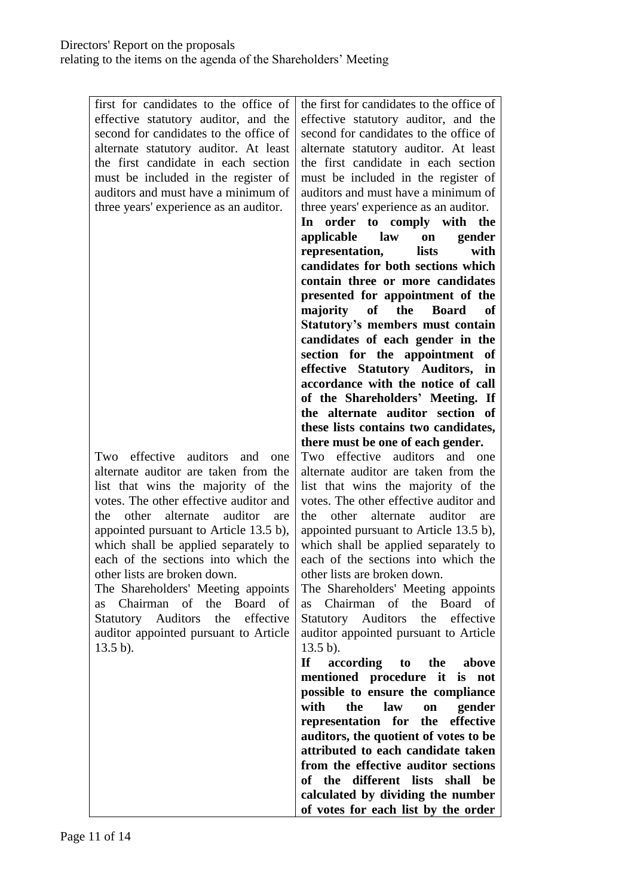| | |
|---|---|
| first for candidates to the office of effective statutory auditor, and the second for candidates to the office of alternate statutory auditor. At least the first candidate in each section must be included in the register of auditors and must have a minimum of three years' experience as an auditor. | the first for candidates to the office of effective statutory auditor, and the second for candidates to the office of alternate statutory auditor. At least the first candidate in each section must be included in the register of auditors and must have a minimum of three years' experience as an auditor. **In order to comply with the applicable law on gender representation, lists with candidates for both sections which contain three or more candidates presented for appointment of the majority of the Board of Statutory's members must contain candidates of each gender in the section for the appointment of effective Statutory Auditors, in accordance with the notice of call of the Shareholders' Meeting. If the alternate auditor section of these lists contains two candidates, there must be one of each gender.** |
| Two effective auditors and one alternate auditor are taken from the list that wins the majority of the votes. The other effective auditor and the other alternate auditor are appointed pursuant to Article 13.5 b), which shall be applied separately to each of the sections into which the other lists are broken down. | Two effective auditors and one alternate auditor are taken from the list that wins the majority of the votes. The other effective auditor and the other alternate auditor are appointed pursuant to Article 13.5 b), which shall be applied separately to each of the sections into which the other lists are broken down. |
| The Shareholders' Meeting appoints as Chairman of the Board of Statutory Auditors the effective auditor appointed pursuant to Article 13.5 b). | The Shareholders' Meeting appoints as Chairman of the Board of Statutory Auditors the effective auditor appointed pursuant to Article 13.5 b). **If according to the above mentioned procedure it is not possible to ensure the compliance with the law on gender representation for the effective auditors, the quotient of votes to be attributed to each candidate taken from the effective auditor sections of the different lists shall be calculated by dividing the number of votes for each list by the order** |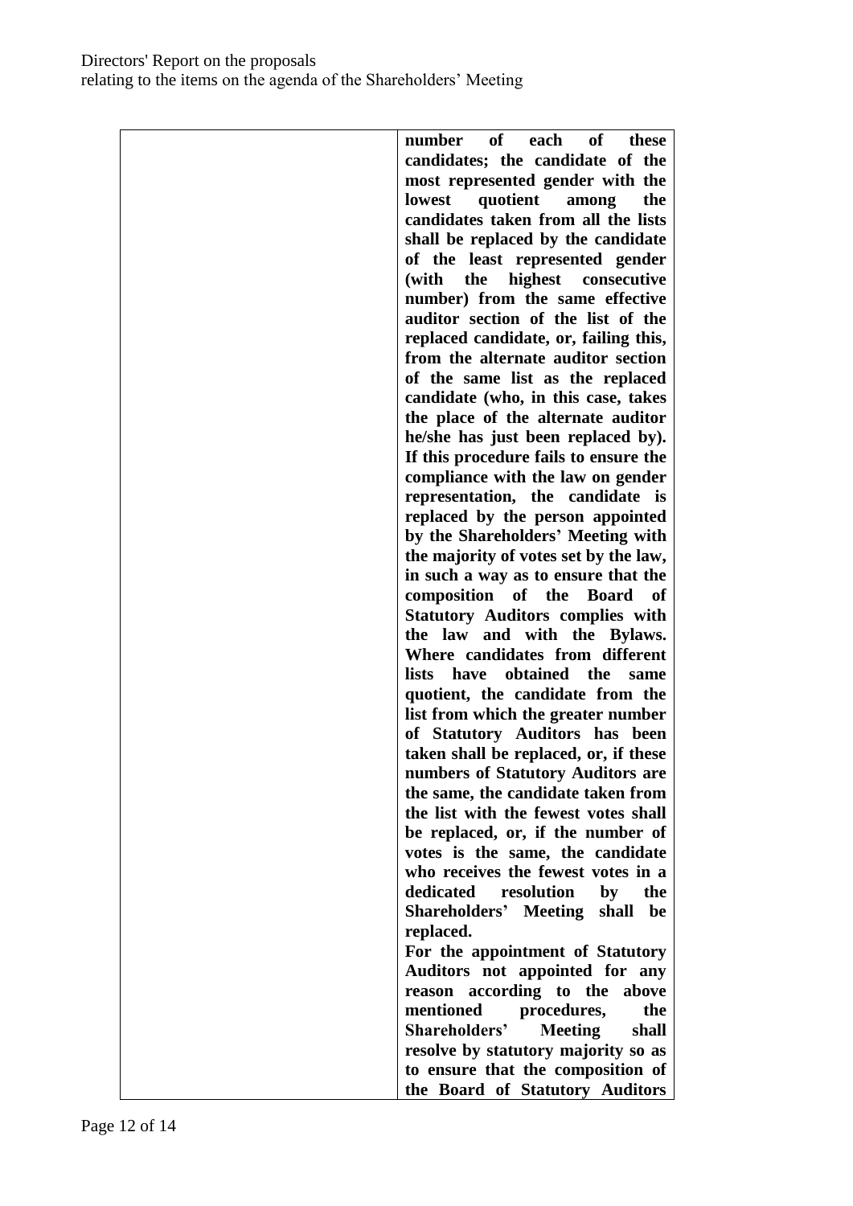| | |
|---|---|
| | **number of each of these candidates; the candidate of the most represented gender with the lowest quotient among the candidates taken from all the lists shall be replaced by the candidate of the least represented gender (with the highest consecutive number) from the same effective auditor section of the list of the replaced candidate, or, failing this, from the alternate auditor section of the same list as the replaced candidate (who, in this case, takes the place of the alternate auditor he/she has just been replaced by). If this procedure fails to ensure the compliance with the law on gender representation, the candidate is replaced by the person appointed by the Shareholders' Meeting with the majority of votes set by the law, in such a way as to ensure that the composition of the Board of Statutory Auditors complies with the law and with the Bylaws. Where candidates from different lists have obtained the same quotient, the candidate from the list from which the greater number of Statutory Auditors has been taken shall be replaced, or, if these numbers of Statutory Auditors are the same, the candidate taken from the list with the fewest votes shall be replaced, or, if the number of votes is the same, the candidate who receives the fewest votes in a dedicated resolution by the Shareholders' Meeting shall be replaced.**<br>**For the appointment of Statutory Auditors not appointed for any reason according to the above mentioned procedures, the Shareholders' Meeting shall resolve by statutory majority so as to ensure that the composition of the Board of Statutory Auditors** |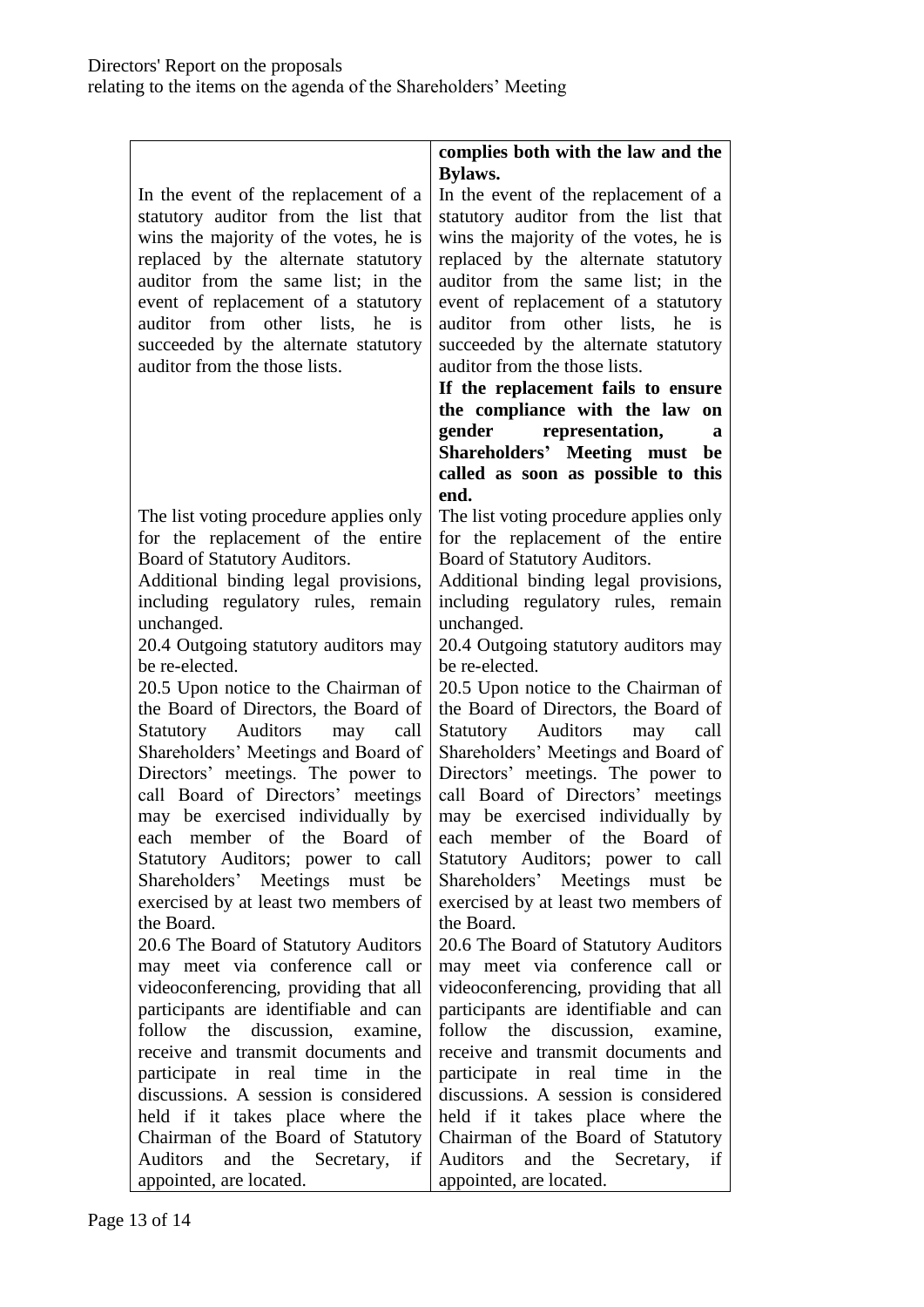| | |
|---|---|
| | **complies both with the law and the Bylaws.** |
| In the event of the replacement of a statutory auditor from the list that wins the majority of the votes, he is replaced by the alternate statutory auditor from the same list; in the event of replacement of a statutory auditor from other lists, he is succeeded by the alternate statutory auditor from the those lists. | In the event of the replacement of a statutory auditor from the list that wins the majority of the votes, he is replaced by the alternate statutory auditor from the same list; in the event of replacement of a statutory auditor from other lists, he is succeeded by the alternate statutory auditor from the those lists.<br>**If the replacement fails to ensure the compliance with the law on gender representation, a Shareholders' Meeting must be called as soon as possible to this end.** |
| The list voting procedure applies only for the replacement of the entire Board of Statutory Auditors.<br>Additional binding legal provisions, including regulatory rules, remain unchanged.<br>20.4 Outgoing statutory auditors may be re-elected.<br>20.5 Upon notice to the Chairman of the Board of Directors, the Board of Statutory Auditors may call Shareholders' Meetings and Board of Directors' meetings. The power to call Board of Directors' meetings may be exercised individually by each member of the Board of Statutory Auditors; power to call Shareholders' Meetings must be exercised by at least two members of the Board.<br>20.6 The Board of Statutory Auditors may meet via conference call or videoconferencing, providing that all participants are identifiable and can follow the discussion, examine, receive and transmit documents and participate in real time in the discussions. A session is considered held if it takes place where the Chairman of the Board of Statutory Auditors and the Secretary, if appointed, are located. | The list voting procedure applies only for the replacement of the entire Board of Statutory Auditors.<br>Additional binding legal provisions, including regulatory rules, remain unchanged.<br>20.4 Outgoing statutory auditors may be re-elected.<br>20.5 Upon notice to the Chairman of the Board of Directors, the Board of Statutory Auditors may call Shareholders' Meetings and Board of Directors' meetings. The power to call Board of Directors' meetings may be exercised individually by each member of the Board of Statutory Auditors; power to call Shareholders' Meetings must be exercised by at least two members of the Board.<br>20.6 The Board of Statutory Auditors may meet via conference call or videoconferencing, providing that all participants are identifiable and can follow the discussion, examine, receive and transmit documents and participate in real time in the discussions. A session is considered held if it takes place where the Chairman of the Board of Statutory Auditors and the Secretary, if appointed, are located. |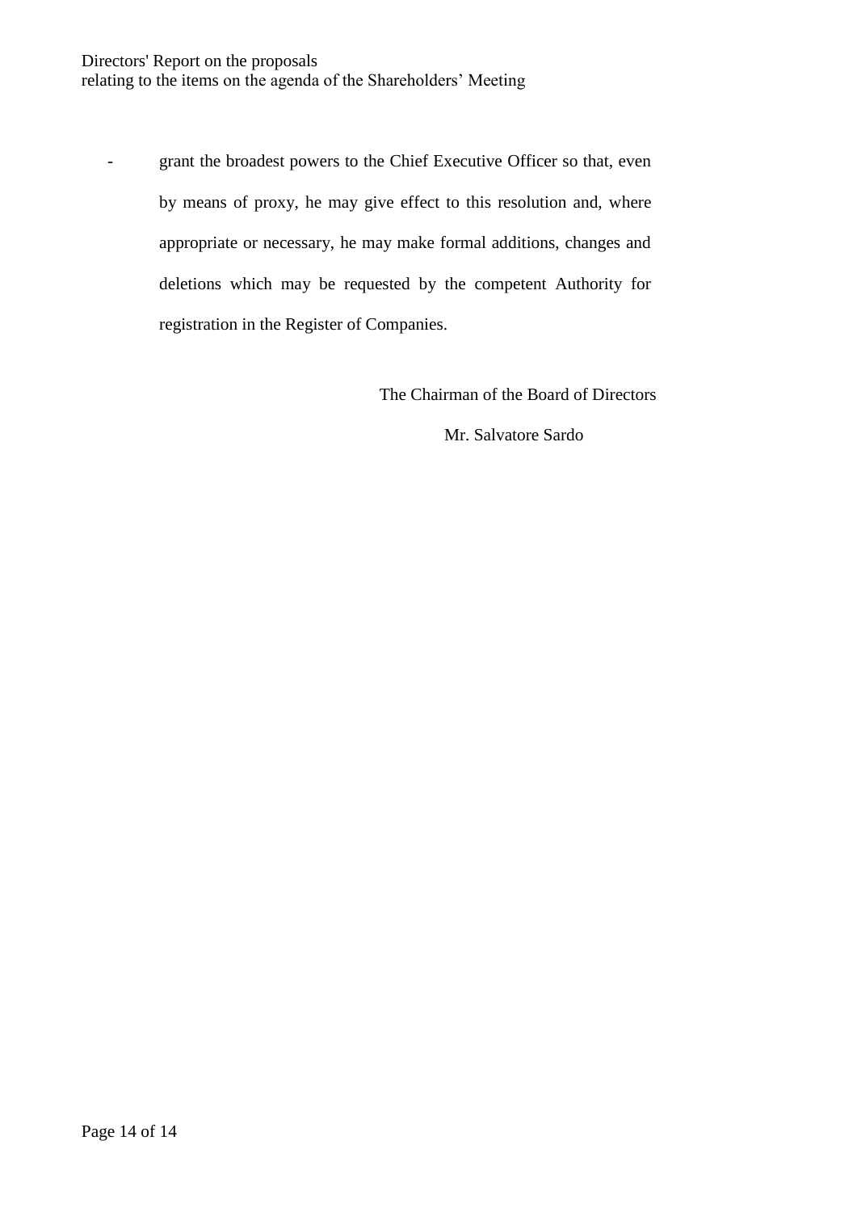- grant the broadest powers to the Chief Executive Officer so that, even by means of proxy, he may give effect to this resolution and, where appropriate or necessary, he may make formal additions, changes and deletions which may be requested by the competent Authority for registration in the Register of Companies.

The Chairman of the Board of Directors

Mr. Salvatore Sardo